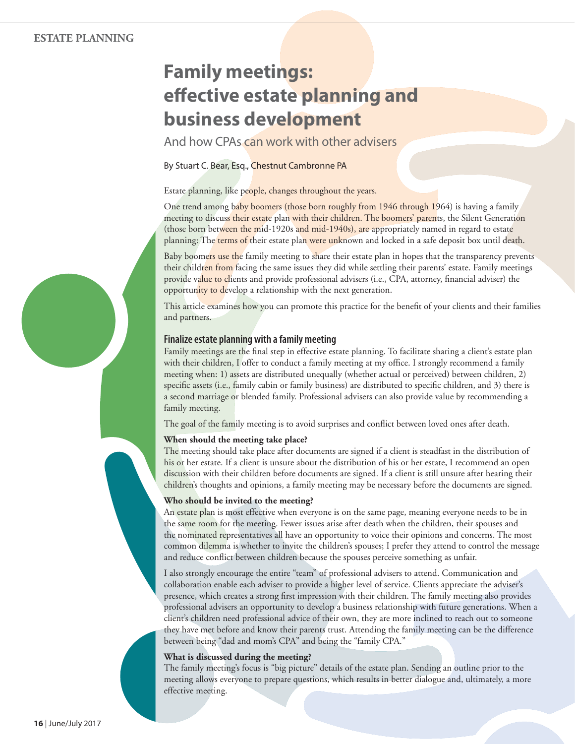ESTATE PLANNING

# Family meetings: effective estate planning and business development

## And how CPAs can work with other advisers

By Stuart C. Bear, Esq., Chestnut Cambronne PA

Estate planning, like people, changes throughout the years.

One trend among baby boomers (those born roughly from 1946 through 1964) is having a family meeting to discuss their estate plan with their children. The boomers' parents, the Silent Generation (those born between the mid-1920s and mid-1940s), are appropriately named in regard to estate planning: The terms of their estate plan were unknown and locked in a safe deposit box until death.

Baby boomers use the family meeting to share their estate plan in hopes that the transparency prevents their children from facing the same issues they did while settling their parents' estate. Family meetings provide value to clients and provide professional advisers (i.e., CPA, attorney, financial adviser) the opportunity to develop a relationship with the next generation.

This article examines how you can promote this practice for the benefit of your clients and their families and partners.

### Finalize estate planning with a family meeting

Family meetings are the final step in effective estate planning. To facilitate sharing a client's estate plan with their children, I offer to conduct a family meeting at my office. I strongly recommend a family meeting when: 1) assets are distributed unequally (whether actual or perceived) between children, 2) specific assets (i.e., family cabin or family business) are distributed to specific children, and 3) there is a second marriage or blended family. Professional advisers can also provide value by recommending a family meeting.

The goal of the family meeting is to avoid surprises and conflict between loved ones after death.

**When should the meeting take place?**

The meeting should take place after documents are signed if a client is steadfast in the distribution of his or her estate. If a client is unsure about the distribution of his or her estate, I recommend an open discussion with their children before documents are signed. If a client is still unsure after hearing their children's thoughts and opinions, a family meeting may be necessary before the documents are signed.

**Who should be invited to the meeting?**

An estate plan is most effective when everyone is on the same page, meaning everyone needs to be in the same room for the meeting. Fewer issues arise after death when the children, their spouses and the nominated representatives all have an opportunity to voice their opinions and concerns. The most common dilemma is whether to invite the children's spouses; I prefer they attend to control the message and reduce conflict between children because the spouses perceive something as unfair.

I also strongly encourage the entire "team" of professional advisers to attend. Communication and collaboration enable each adviser to provide a higher level of service. Clients appreciate the adviser's presence, which creates a strong first impression with their children. The family meeting also provides professional advisers an opportunity to develop a business relationship with future generations. When a client's children need professional advice of their own, they are more inclined to reach out to someone they have met before and know their parents trust. Attending the family meeting can be the difference between being "dad and mom's CPA" and being the "family CPA."

**What is discussed during the meeting?**

The family meeting's focus is "big picture" details of the estate plan. Sending an outline prior to the meeting allows everyone to prepare questions, which results in better dialogue and, ultimately, a more effective meeting.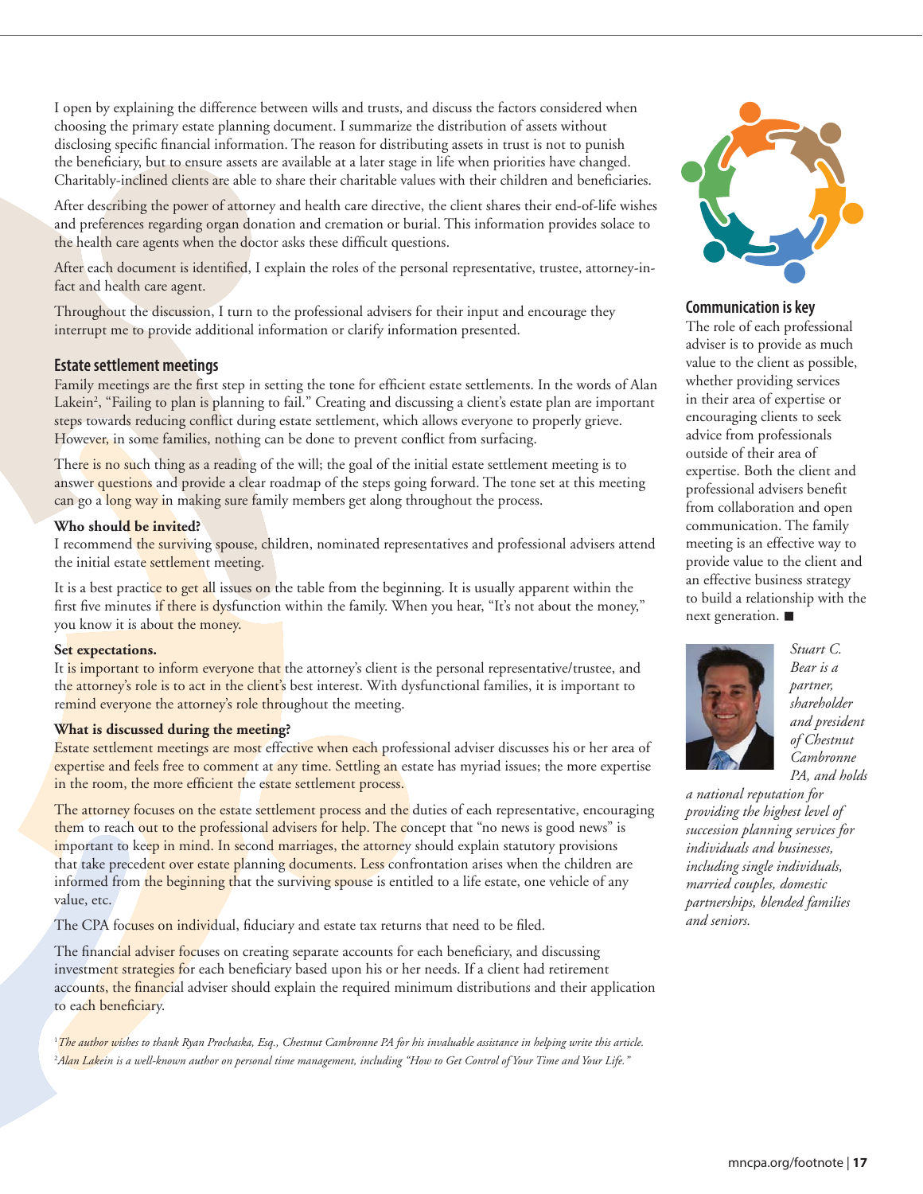I open by explaining the difference between wills and trusts, and discuss the factors considered when choosing the primary estate planning document. I summarize the distribution of assets without disclosing specific financial information. The reason for distributing assets in trust is not to punish the beneficiary, but to ensure assets are available at a later stage in life when priorities have changed. Charitably-inclined clients are able to share their charitable values with their children and beneficiaries.

After describing the power of attorney and health care directive, the client shares their end-of-life wishes and preferences regarding organ donation and cremation or burial. This information provides solace to the health care agents when the doctor asks these difficult questions.

After each document is identified, I explain the roles of the personal representative, trustee, attorney-in-fact and health care agent.

Throughout the discussion, I turn to the professional advisers for their input and encourage they interrupt me to provide additional information or clarify information presented.

## Estate settlement meetings

Family meetings are the first step in setting the tone for efficient estate settlements. In the words of Alan Lakein[2], "Failing to plan is planning to fail." Creating and discussing a client's estate plan are important steps towards reducing conflict during estate settlement, which allows everyone to properly grieve. However, in some families, nothing can be done to prevent conflict from surfacing.

There is no such thing as a reading of the will; the goal of the initial estate settlement meeting is to answer questions and provide a clear roadmap of the steps going forward. The tone set at this meeting can go a long way in making sure family members get along throughout the process.

**Who should be invited?**

I recommend the surviving spouse, children, nominated representatives and professional advisers attend the initial estate settlement meeting.

It is a best practice to get all issues on the table from the beginning. It is usually apparent within the first five minutes if there is dysfunction within the family. When you hear, "It's not about the money," you know it is about the money.

**Set expectations.**

It is important to inform everyone that the attorney's client is the personal representative/trustee, and the attorney's role is to act in the client's best interest. With dysfunctional families, it is important to remind everyone the attorney's role throughout the meeting.

**What is discussed during the meeting?**

Estate settlement meetings are most effective when each professional adviser discusses his or her area of expertise and feels free to comment at any time. Settling an estate has myriad issues; the more expertise in the room, the more efficient the estate settlement process.

The attorney focuses on the estate settlement process and the duties of each representative, encouraging them to reach out to the professional advisers for help. The concept that "no news is good news" is important to keep in mind. In second marriages, the attorney should explain statutory provisions that take precedent over estate planning documents. Less confrontation arises when the children are informed from the beginning that the surviving spouse is entitled to a life estate, one vehicle of any value, etc.

The CPA focuses on individual, fiduciary and estate tax returns that need to be filed.

The financial adviser focuses on creating separate accounts for each beneficiary, and discussing investment strategies for each beneficiary based upon his or her needs. If a client had retirement accounts, the financial adviser should explain the required minimum distributions and their application to each beneficiary.

## Communication is key

The role of each professional adviser is to provide as much value to the client as possible, whether providing services in their area of expertise or encouraging clients to seek advice from professionals outside of their area of expertise. Both the client and professional advisers benefit from collaboration and open communication. The family meeting is an effective way to provide value to the client and an effective business strategy to build a relationship with the next generation. ■

*Stuart C. Bear is a partner, shareholder and president of Chestnut Cambronne PA, and holds a national reputation for providing the highest level of succession planning services for individuals and businesses, including single individuals, married couples, domestic partnerships, blended families and seniors.*

[1] *The author wishes to thank Ryan Prochaska, Esq., Chestnut Cambronne PA for his invaluable assistance in helping write this article.*

[2] *Alan Lakein is a well-known author on personal time management, including "How to Get Control of Your Time and Your Life."*